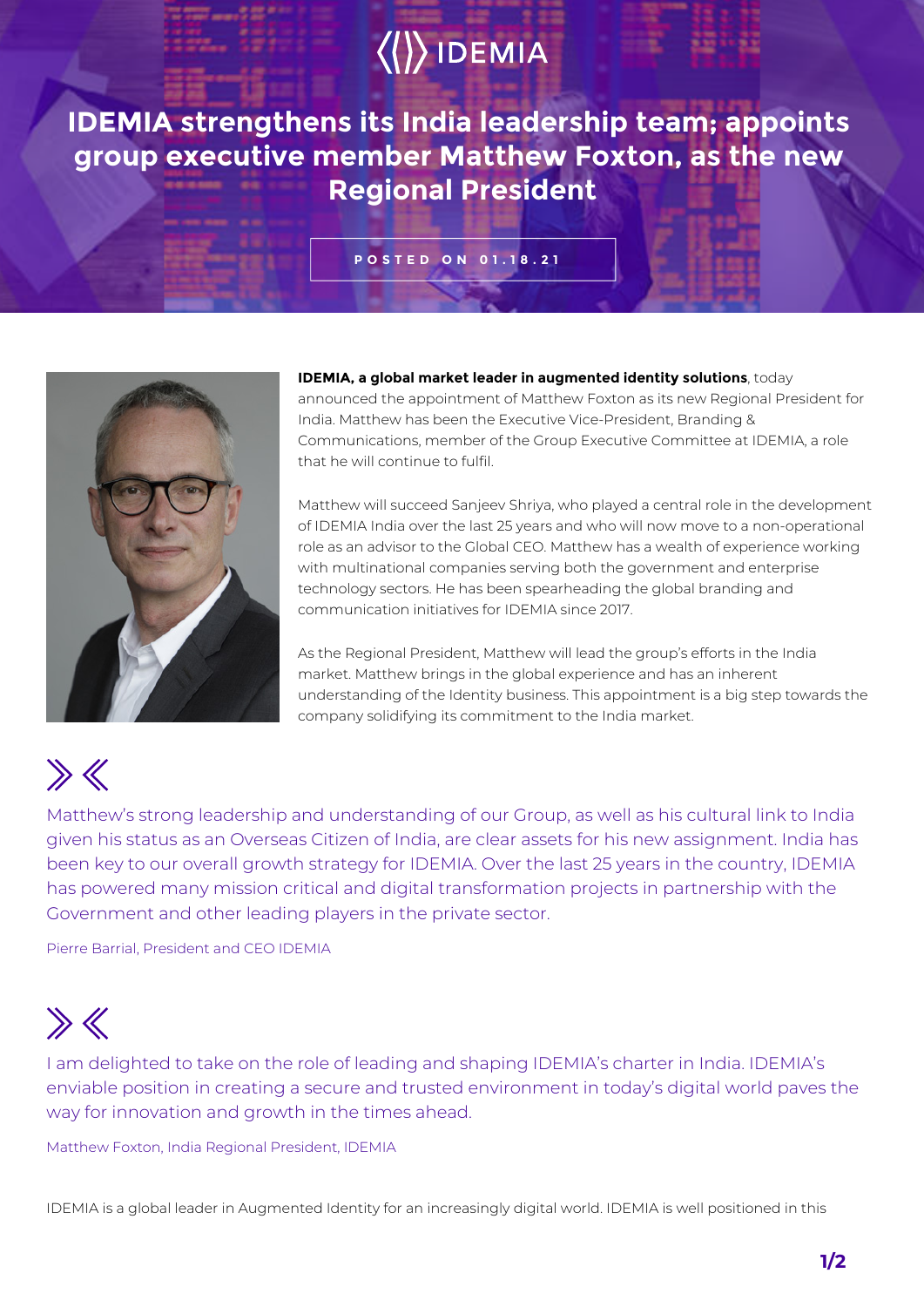# IDEMIA strengthens its India leadership team; appoints group executive member Matthew Foxton, as the new Regional President

POSTED ON 01.18.21

**IDEMIA, a global market leader in augmented identity solutions**, today announced the appointment of Matthew Foxton as its new Regional President for India. Matthew has been the Executive Vice-President, Branding & Communications, member of the Group Executive Committee at IDEMIA, a role that he will continue to fulfil.

Matthew will succeed Sanjeev Shriya, who played a central role in the development of IDEMIA India over the last 25 years and who will now move to a non-operational role as an advisor to the Global CEO. Matthew has a wealth of experience working with multinational companies serving both the government and enterprise technology sectors. He has been spearheading the global branding and communication initiatives for IDEMIA since 2017.

As the Regional President, Matthew will lead the group's efforts in the India market. Matthew brings in the global experience and has an inherent understanding of the Identity business. This appointment is a big step towards the company solidifying its commitment to the India market.

> Matthew's strong leadership and understanding of our Group, as well as his cultural link to India given his status as an Overseas Citizen of India, are clear assets for his new assignment. India has been key to our overall growth strategy for IDEMIA. Over the last 25 years in the country, IDEMIA has powered many mission critical and digital transformation projects in partnership with the Government and other leading players in the private sector.
>
> Pierre Barrial, President and CEO IDEMIA

> I am delighted to take on the role of leading and shaping IDEMIA's charter in India. IDEMIA's enviable position in creating a secure and trusted environment in today's digital world paves the way for innovation and growth in the times ahead.
>
> Matthew Foxton, India Regional President, IDEMIA

IDEMIA is a global leader in Augmented Identity for an increasingly digital world. IDEMIA is well positioned in this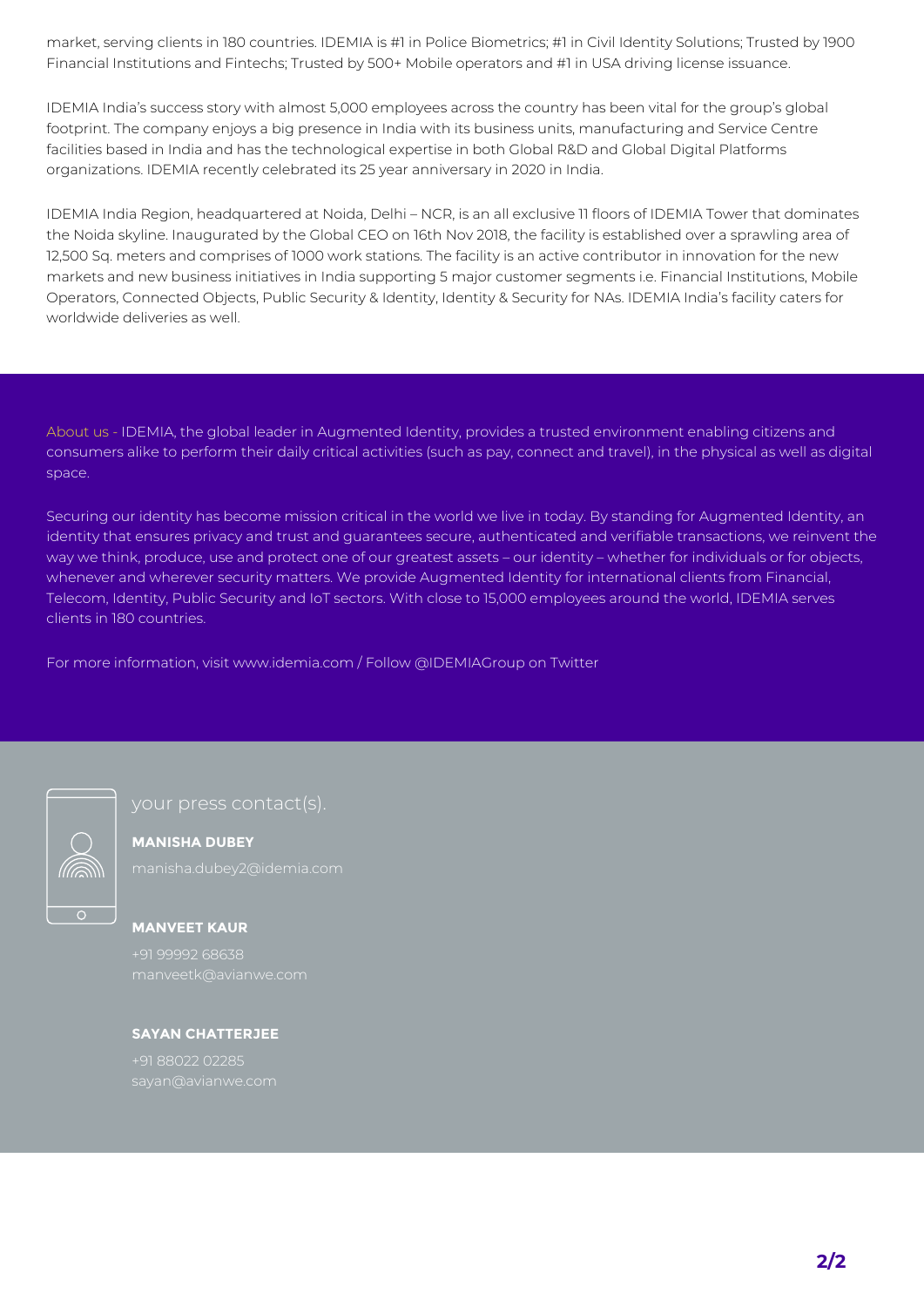market, serving clients in 180 countries. IDEMIA is #1 in Police Biometrics; #1 in Civil Identity Solutions; Trusted by 1900 Financial Institutions and Fintechs; Trusted by 500+ Mobile operators and #1 in USA driving license issuance.

IDEMIA India's success story with almost 5,000 employees across the country has been vital for the group's global footprint. The company enjoys a big presence in India with its business units, manufacturing and Service Centre facilities based in India and has the technological expertise in both Global R&D and Global Digital Platforms organizations. IDEMIA recently celebrated its 25 year anniversary in 2020 in India.

IDEMIA India Region, headquartered at Noida, Delhi – NCR, is an all exclusive 11 floors of IDEMIA Tower that dominates the Noida skyline. Inaugurated by the Global CEO on 16th Nov 2018, the facility is established over a sprawling area of 12,500 Sq. meters and comprises of 1000 work stations. The facility is an active contributor in innovation for the new markets and new business initiatives in India supporting 5 major customer segments i.e. Financial Institutions, Mobile Operators, Connected Objects, Public Security & Identity, Identity & Security for NAs. IDEMIA India's facility caters for worldwide deliveries as well.

About us - IDEMIA, the global leader in Augmented Identity, provides a trusted environment enabling citizens and consumers alike to perform their daily critical activities (such as pay, connect and travel), in the physical as well as digital space.

Securing our identity has become mission critical in the world we live in today. By standing for Augmented Identity, an identity that ensures privacy and trust and guarantees secure, authenticated and verifiable transactions, we reinvent the way we think, produce, use and protect one of our greatest assets – our identity – whether for individuals or for objects, whenever and wherever security matters. We provide Augmented Identity for international clients from Financial, Telecom, Identity, Public Security and IoT sectors. With close to 15,000 employees around the world, IDEMIA serves clients in 180 countries.

For more information, visit www.idemia.com / Follow @IDEMIAGroup on Twitter

## your press contact(s).

**MANISHA DUBEY**
manisha.dubey2@idemia.com

**MANVEET KAUR**
+91 99992 68638
manveetk@avianwe.com

**SAYAN CHATTERJEE**
+91 88022 02285
sayan@avianwe.com